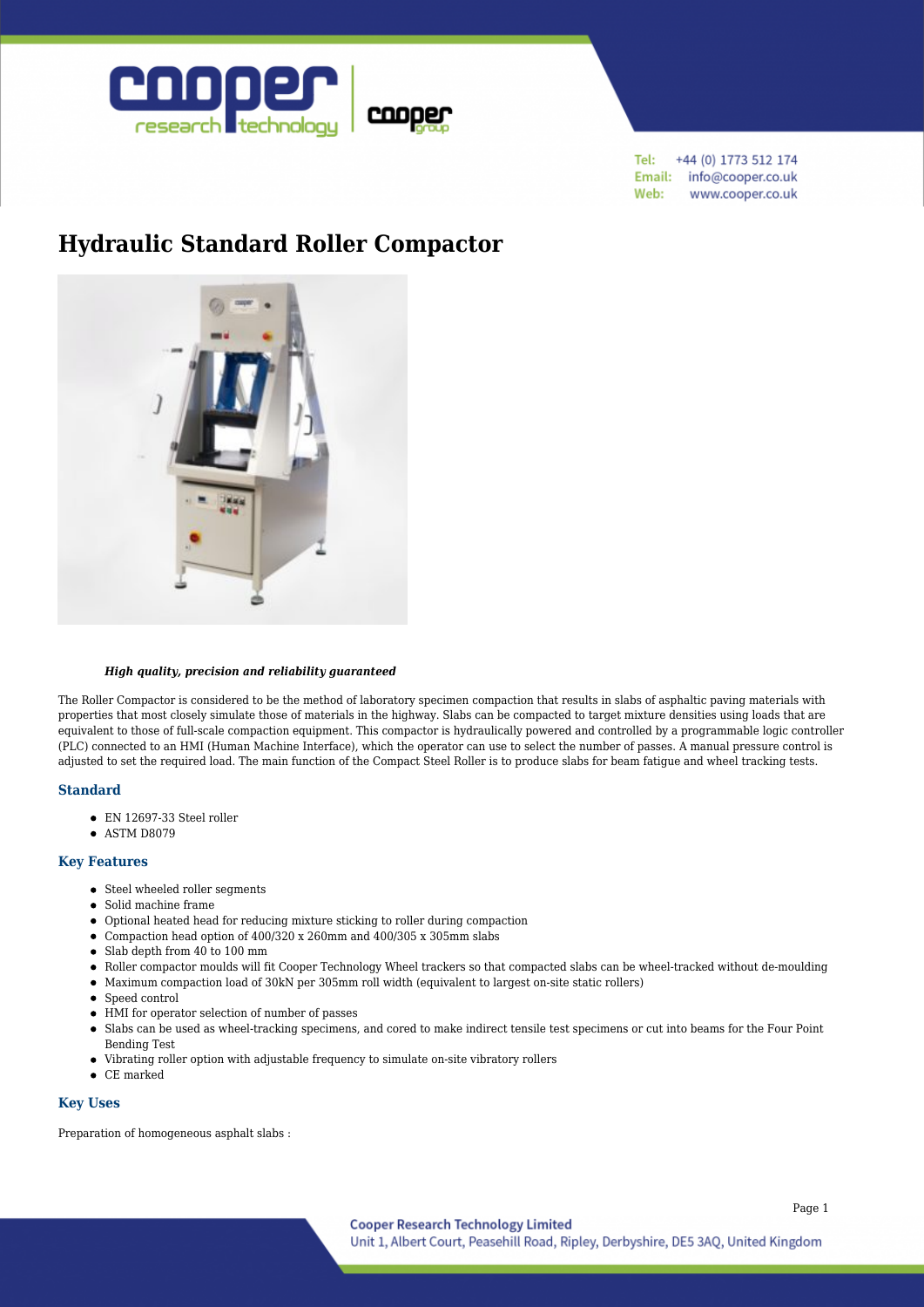# Hydraulic Standard Roller Compactor

***High quality, precision and reliability guaranteed***

The Roller Compactor is considered to be the method of laboratory specimen compaction that results in slabs of asphaltic paving materials with properties that most closely simulate those of materials in the highway. Slabs can be compacted to target mixture densities using loads that are equivalent to those of full-scale compaction equipment. This compactor is hydraulically powered and controlled by a programmable logic controller (PLC) connected to an HMI (Human Machine Interface), which the operator can use to select the number of passes. A manual pressure control is adjusted to set the required load. The main function of the Compact Steel Roller is to produce slabs for beam fatigue and wheel tracking tests.

### Standard

- EN 12697-33 Steel roller
- ASTM D8079

### Key Features

- Steel wheeled roller segments
- Solid machine frame
- Optional heated head for reducing mixture sticking to roller during compaction
- Compaction head option of 400/320 x 260mm and 400/305 x 305mm slabs
- Slab depth from 40 to 100 mm
- Roller compactor moulds will fit Cooper Technology Wheel trackers so that compacted slabs can be wheel-tracked without de-moulding
- Maximum compaction load of 30kN per 305mm roll width (equivalent to largest on-site static rollers)
- Speed control
- HMI for operator selection of number of passes
- Slabs can be used as wheel-tracking specimens, and cored to make indirect tensile test specimens or cut into beams for the Four Point Bending Test
- Vibrating roller option with adjustable frequency to simulate on-site vibratory rollers
- CE marked

### Key Uses

Preparation of homogeneous asphalt slabs :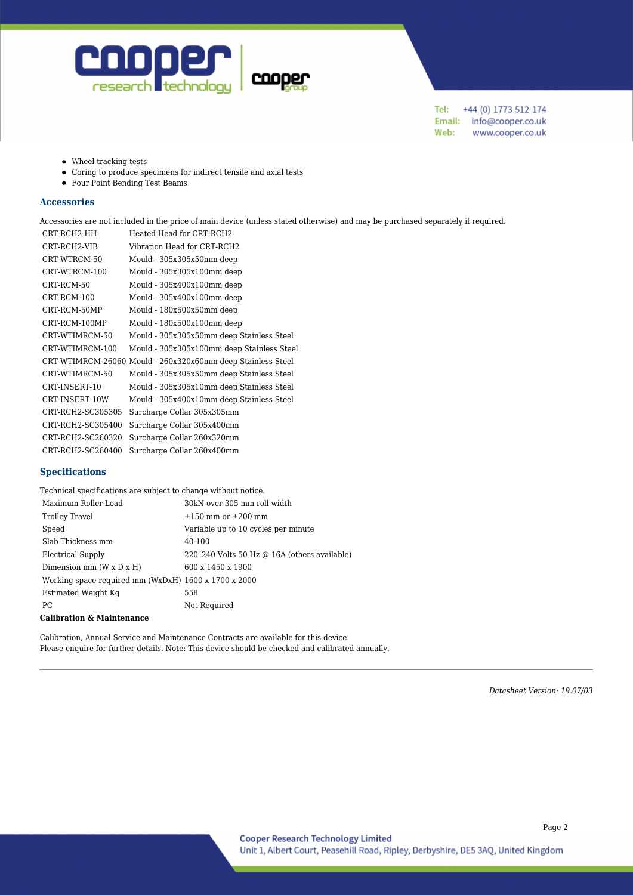- Wheel tracking tests
- Coring to produce specimens for indirect tensile and axial tests
- Four Point Bending Test Beams

## Accessories

Accessories are not included in the price of main device (unless stated otherwise) and may be purchased separately if required.

| | |
|---|---|
| CRT-RCH2-HH | Heated Head for CRT-RCH2 |
| CRT-RCH2-VIB | Vibration Head for CRT-RCH2 |
| CRT-WTRCM-50 | Mould - 305x305x50mm deep |
| CRT-WTRCM-100 | Mould - 305x305x100mm deep |
| CRT-RCM-50 | Mould - 305x400x100mm deep |
| CRT-RCM-100 | Mould - 305x400x100mm deep |
| CRT-RCM-50MP | Mould - 180x500x50mm deep |
| CRT-RCM-100MP | Mould - 180x500x100mm deep |
| CRT-WTIMRCM-50 | Mould - 305x305x50mm deep Stainless Steel |
| CRT-WTIMRCM-100 | Mould - 305x305x100mm deep Stainless Steel |
| CRT-WTIMRCM-26060 | Mould - 260x320x60mm deep Stainless Steel |
| CRT-WTIMRCM-50 | Mould - 305x305x50mm deep Stainless Steel |
| CRT-INSERT-10 | Mould - 305x305x10mm deep Stainless Steel |
| CRT-INSERT-10W | Mould - 305x400x10mm deep Stainless Steel |
| CRT-RCH2-SC305305 | Surcharge Collar 305x305mm |
| CRT-RCH2-SC305400 | Surcharge Collar 305x400mm |
| CRT-RCH2-SC260320 | Surcharge Collar 260x320mm |
| CRT-RCH2-SC260400 | Surcharge Collar 260x400mm |

## Specifications

Technical specifications are subject to change without notice.

| | |
|---|---|
| Maximum Roller Load | 30kN over 305 mm roll width |
| Trolley Travel | ±150 mm or ±200 mm |
| Speed | Variable up to 10 cycles per minute |
| Slab Thickness mm | 40-100 |
| Electrical Supply | 220–240 Volts 50 Hz @ 16A (others available) |
| Dimension mm (W x D x H) | 600 x 1450 x 1900 |
| Working space required mm (WxDxH) | 1600 x 1700 x 2000 |
| Estimated Weight Kg | 558 |
| PC | Not Required |

**Calibration & Maintenance**

Calibration, Annual Service and Maintenance Contracts are available for this device.
Please enquire for further details. Note: This device should be checked and calibrated annually.

---

*Datasheet Version: 19.07/03*